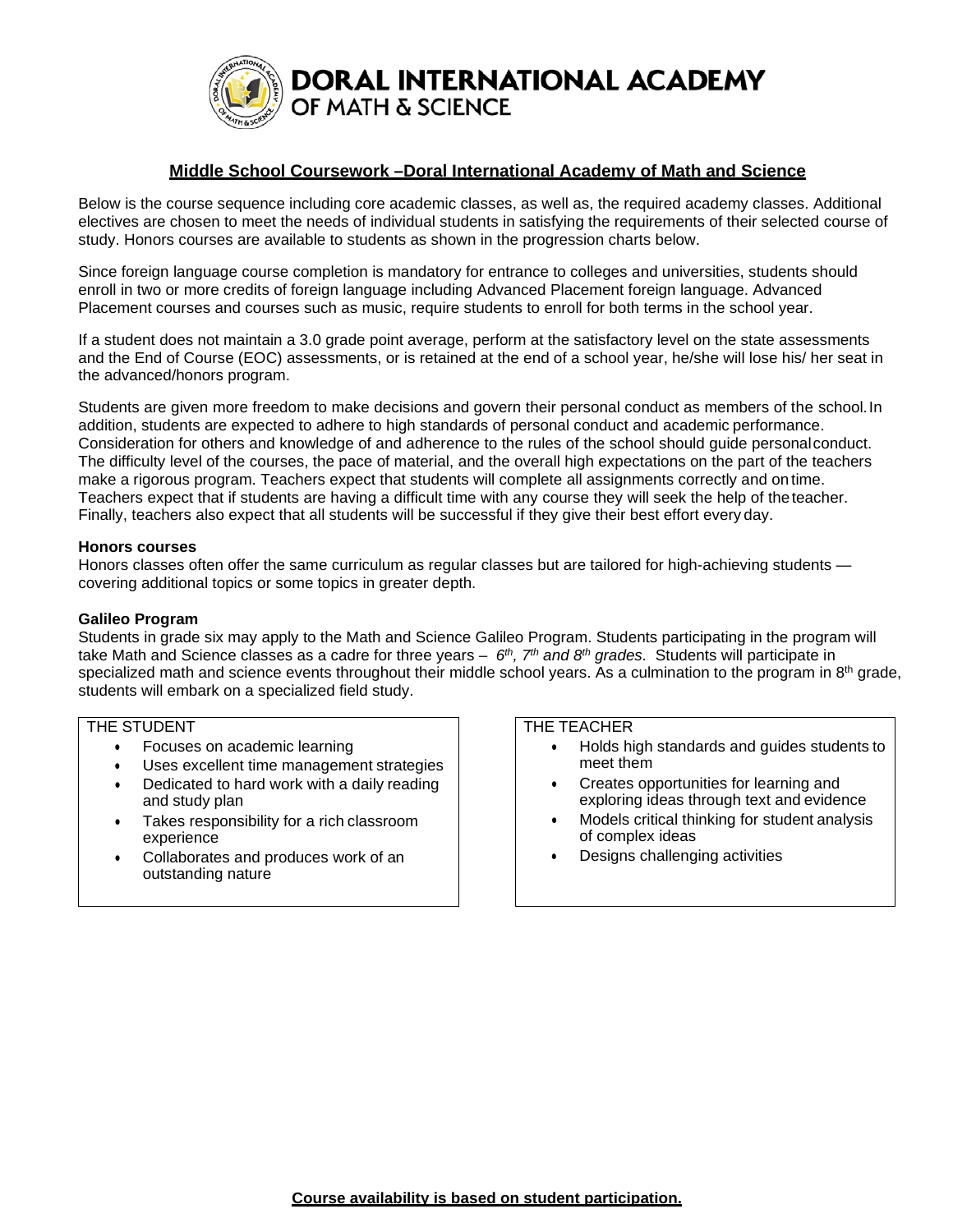# DORAL INTERNATIONAL ACADEMY OF MATH & SCIENCE

## Middle School Coursework –Doral International Academy of Math and Science

Below is the course sequence including core academic classes, as well as, the required academy classes. Additional electives are chosen to meet the needs of individual students in satisfying the requirements of their selected course of study. Honors courses are available to students as shown in the progression charts below.

Since foreign language course completion is mandatory for entrance to colleges and universities, students should enroll in two or more credits of foreign language including Advanced Placement foreign language. Advanced Placement courses and courses such as music, require students to enroll for both terms in the school year.

If a student does not maintain a 3.0 grade point average, perform at the satisfactory level on the state assessments and the End of Course (EOC) assessments, or is retained at the end of a school year, he/she will lose his/ her seat in the advanced/honors program.

Students are given more freedom to make decisions and govern their personal conduct as members of the school. In addition, students are expected to adhere to high standards of personal conduct and academic performance. Consideration for others and knowledge of and adherence to the rules of the school should guide personal conduct. The difficulty level of the courses, the pace of material, and the overall high expectations on the part of the teachers make a rigorous program. Teachers expect that students will complete all assignments correctly and on time. Teachers expect that if students are having a difficult time with any course they will seek the help of the teacher. Finally, teachers also expect that all students will be successful if they give their best effort every day.

**Honors courses**

Honors classes often offer the same curriculum as regular classes but are tailored for high-achieving students — covering additional topics or some topics in greater depth.

**Galileo Program**

Students in grade six may apply to the Math and Science Galileo Program. Students participating in the program will take Math and Science classes as a cadre for three years – *6th, 7th and 8th grades.* Students will participate in specialized math and science events throughout their middle school years. As a culmination to the program in 8th grade, students will embark on a specialized field study.

THE STUDENT

- Focuses on academic learning
- Uses excellent time management strategies
- Dedicated to hard work with a daily reading and study plan
- Takes responsibility for a rich classroom experience
- Collaborates and produces work of an outstanding nature

THE TEACHER

- Holds high standards and guides students to meet them
- Creates opportunities for learning and exploring ideas through text and evidence
- Models critical thinking for student analysis of complex ideas
- Designs challenging activities

**Course availability is based on student participation.**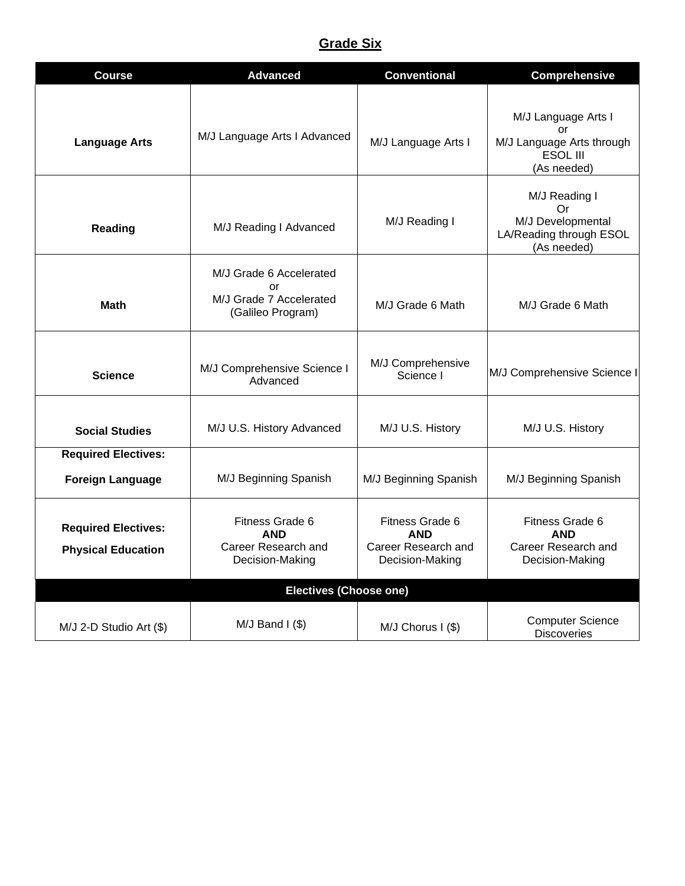## Grade Six

| Course | Advanced | Conventional | Comprehensive |
|---|---|---|---|
| **Language Arts** | M/J Language Arts I Advanced | M/J Language Arts I | M/J Language Arts I or M/J Language Arts through ESOL III (As needed) |
| **Reading** | M/J Reading I Advanced | M/J Reading I | M/J Reading I Or M/J Developmental LA/Reading through ESOL (As needed) |
| **Math** | M/J Grade 6 Accelerated or M/J Grade 7 Accelerated (Galileo Program) | M/J Grade 6 Math | M/J Grade 6 Math |
| **Science** | M/J Comprehensive Science I Advanced | M/J Comprehensive Science I | M/J Comprehensive Science I |
| **Social Studies** | M/J U.S. History Advanced | M/J U.S. History | M/J U.S. History |
| **Required Electives: Foreign Language** | M/J Beginning Spanish | M/J Beginning Spanish | M/J Beginning Spanish |
| **Required Electives: Physical Education** | Fitness Grade 6 **AND** Career Research and Decision-Making | Fitness Grade 6 **AND** Career Research and Decision-Making | Fitness Grade 6 **AND** Career Research and Decision-Making |
| **Electives (Choose one)** | | | |
| M/J 2-D Studio Art ($) | M/J Band I ($) | M/J Chorus I ($) | Computer Science Discoveries |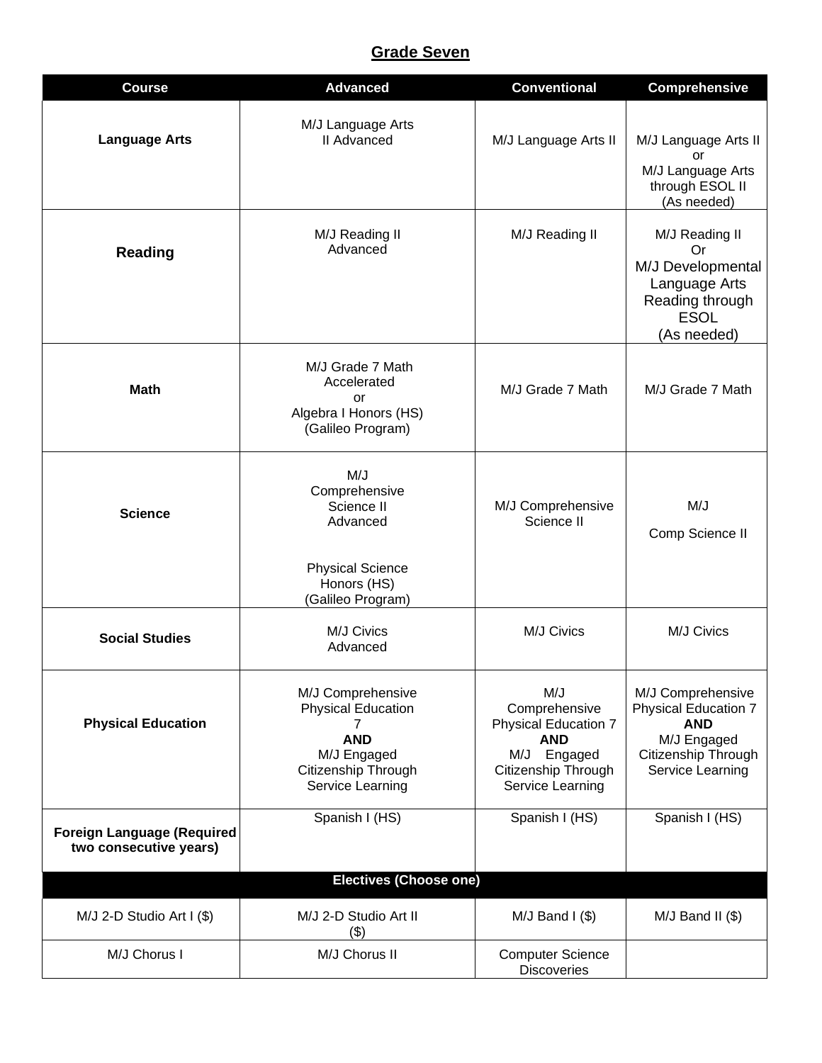## Grade Seven

| Course | Advanced | Conventional | Comprehensive |
|---|---|---|---|
| **Language Arts** | M/J Language Arts II Advanced | M/J Language Arts II | M/J Language Arts II or M/J Language Arts through ESOL II (As needed) |
| **Reading** | M/J Reading II Advanced | M/J Reading II | M/J Reading II Or M/J Developmental Language Arts Reading through ESOL (As needed) |
| **Math** | M/J Grade 7 Math Accelerated or Algebra I Honors (HS) (Galileo Program) | M/J Grade 7 Math | M/J Grade 7 Math |
| **Science** | M/J Comprehensive Science II Advanced<br><br>Physical Science Honors (HS) (Galileo Program) | M/J Comprehensive Science II | M/J<br><br>Comp Science II |
| **Social Studies** | M/J Civics Advanced | M/J Civics | M/J Civics |
| **Physical Education** | M/J Comprehensive Physical Education 7 **AND** M/J Engaged Citizenship Through Service Learning | M/J Comprehensive Physical Education 7 **AND** M/J Engaged Citizenship Through Service Learning | M/J Comprehensive Physical Education 7 **AND** M/J Engaged Citizenship Through Service Learning |
| **Foreign Language (Required two consecutive years)** | Spanish I (HS) | Spanish I (HS) | Spanish I (HS) |
| **Electives (Choose one)** | | | |
| M/J 2-D Studio Art I ($) | M/J 2-D Studio Art II ($) | M/J Band I ($) | M/J Band II ($) |
| M/J Chorus I | M/J Chorus II | Computer Science Discoveries | |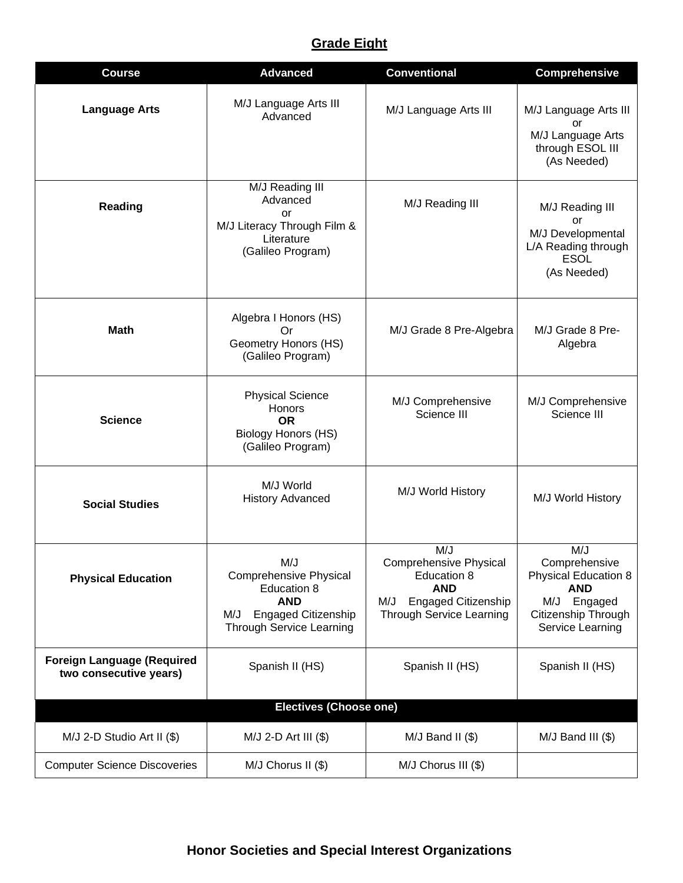## Grade Eight

| Course | Advanced | Conventional | Comprehensive |
|---|---|---|---|
| **Language Arts** | M/J Language Arts III Advanced | M/J Language Arts III | M/J Language Arts III or M/J Language Arts through ESOL III (As Needed) |
| **Reading** | M/J Reading III Advanced or M/J Literacy Through Film & Literature (Galileo Program) | M/J Reading III | M/J Reading III or M/J Developmental L/A Reading through ESOL (As Needed) |
| **Math** | Algebra I Honors (HS) Or Geometry Honors (HS) (Galileo Program) | M/J Grade 8 Pre-Algebra | M/J Grade 8 Pre-Algebra |
| **Science** | Physical Science Honors **OR** Biology Honors (HS) (Galileo Program) | M/J Comprehensive Science III | M/J Comprehensive Science III |
| **Social Studies** | M/J World History Advanced | M/J World History | M/J World History |
| **Physical Education** | M/J Comprehensive Physical Education 8 **AND** M/J Engaged Citizenship Through Service Learning | M/J Comprehensive Physical Education 8 **AND** M/J Engaged Citizenship Through Service Learning | M/J Comprehensive Physical Education 8 **AND** M/J Engaged Citizenship Through Service Learning |
| **Foreign Language (Required two consecutive years)** | Spanish II (HS) | Spanish II (HS) | Spanish II (HS) |
| **Electives (Choose one)** | | | |
| M/J 2-D Studio Art II ($) | M/J 2-D Art III ($) | M/J Band II ($) | M/J Band III ($) |
| Computer Science Discoveries | M/J Chorus II ($) | M/J Chorus III ($) | |

**Honor Societies and Special Interest Organizations**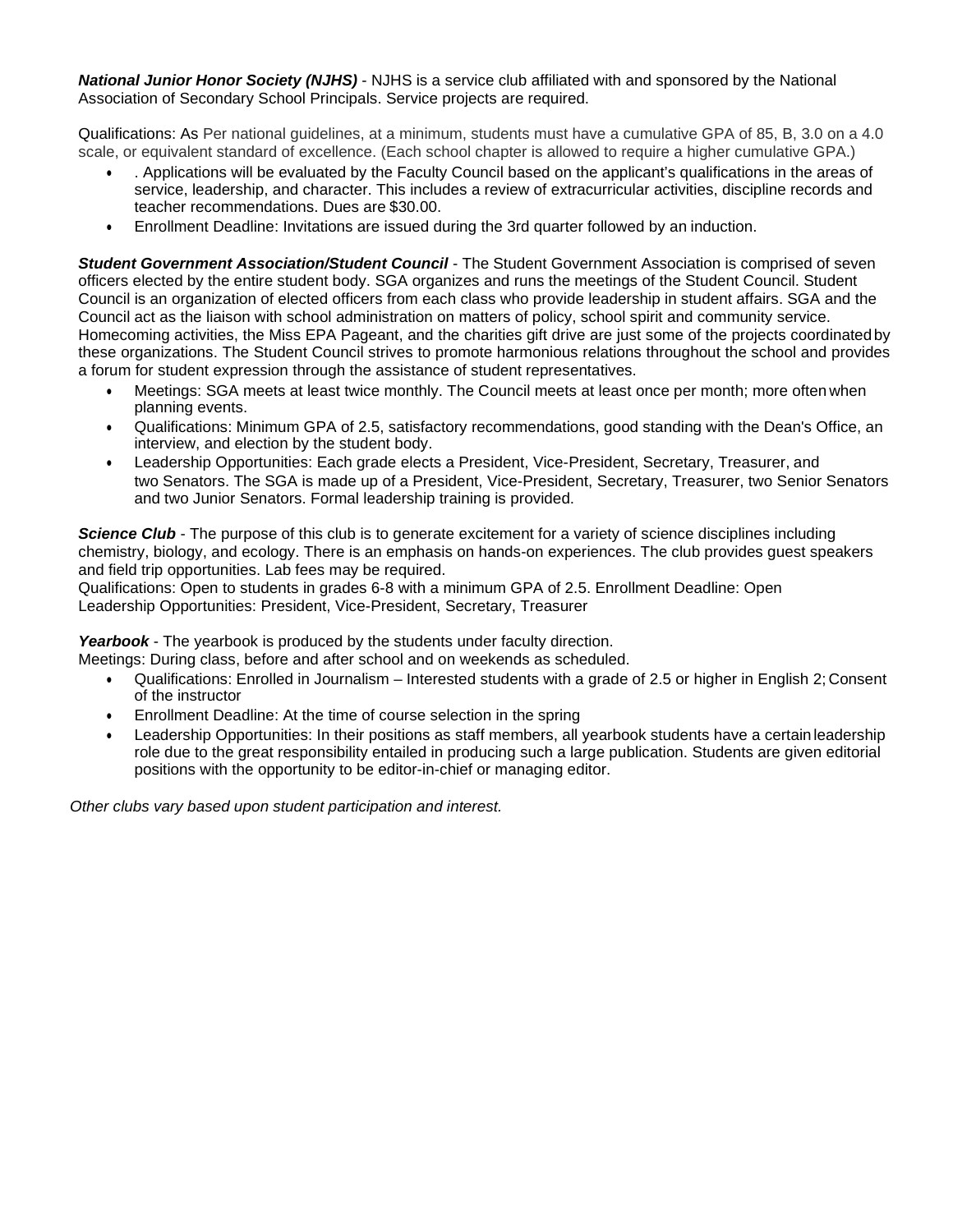***National Junior Honor Society (NJHS)*** - NJHS is a service club affiliated with and sponsored by the National Association of Secondary School Principals. Service projects are required.

Qualifications: As Per national guidelines, at a minimum, students must have a cumulative GPA of 85, B, 3.0 on a 4.0 scale, or equivalent standard of excellence. (Each school chapter is allowed to require a higher cumulative GPA.)

- . Applications will be evaluated by the Faculty Council based on the applicant's qualifications in the areas of service, leadership, and character. This includes a review of extracurricular activities, discipline records and teacher recommendations. Dues are $30.00.
- Enrollment Deadline: Invitations are issued during the 3rd quarter followed by an induction.

***Student Government Association/Student Council*** - The Student Government Association is comprised of seven officers elected by the entire student body. SGA organizes and runs the meetings of the Student Council. Student Council is an organization of elected officers from each class who provide leadership in student affairs. SGA and the Council act as the liaison with school administration on matters of policy, school spirit and community service. Homecoming activities, the Miss EPA Pageant, and the charities gift drive are just some of the projects coordinated by these organizations. The Student Council strives to promote harmonious relations throughout the school and provides a forum for student expression through the assistance of student representatives.

- Meetings: SGA meets at least twice monthly. The Council meets at least once per month; more often when planning events.
- Qualifications: Minimum GPA of 2.5, satisfactory recommendations, good standing with the Dean's Office, an interview, and election by the student body.
- Leadership Opportunities: Each grade elects a President, Vice-President, Secretary, Treasurer, and two Senators. The SGA is made up of a President, Vice-President, Secretary, Treasurer, two Senior Senators and two Junior Senators. Formal leadership training is provided.

***Science Club*** - The purpose of this club is to generate excitement for a variety of science disciplines including chemistry, biology, and ecology. There is an emphasis on hands-on experiences. The club provides guest speakers and field trip opportunities. Lab fees may be required.
Qualifications: Open to students in grades 6-8 with a minimum GPA of 2.5. Enrollment Deadline: Open
Leadership Opportunities: President, Vice-President, Secretary, Treasurer

***Yearbook*** - The yearbook is produced by the students under faculty direction.
Meetings: During class, before and after school and on weekends as scheduled.

- Qualifications: Enrolled in Journalism – Interested students with a grade of 2.5 or higher in English 2; Consent of the instructor
- Enrollment Deadline: At the time of course selection in the spring
- Leadership Opportunities: In their positions as staff members, all yearbook students have a certain leadership role due to the great responsibility entailed in producing such a large publication. Students are given editorial positions with the opportunity to be editor-in-chief or managing editor.

*Other clubs vary based upon student participation and interest.*